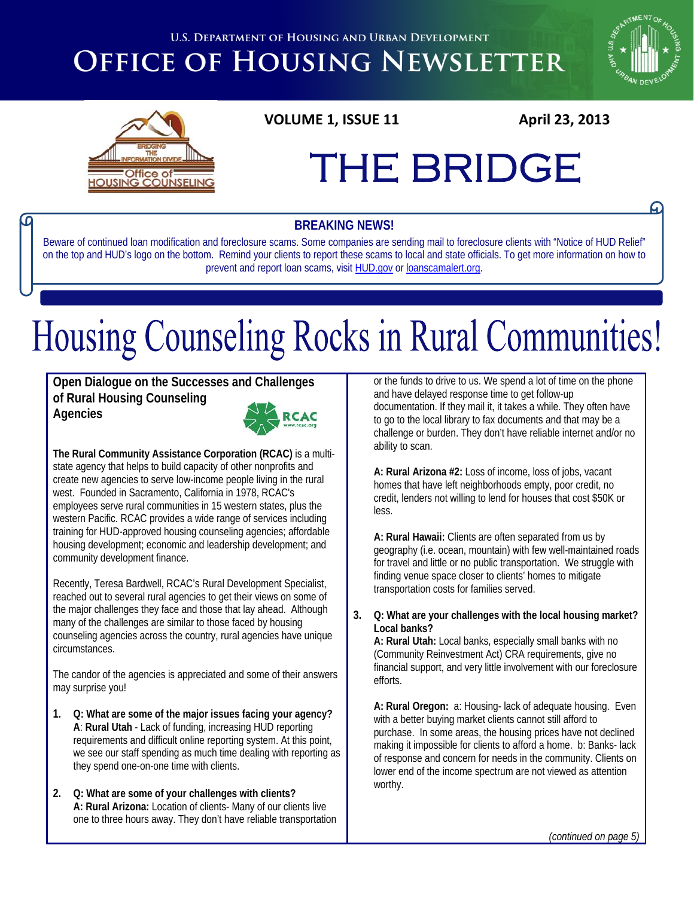U.S. DEPARTMENT OF HOUSING AND URBAN DEVELOPMENT

# OFFICE OF HOUSING NEWSLETTER

**VOLUME 1, ISSUE 11** **April 23, 2013**

# THE BRIDGE

**BREAKING NEWS!**

Beware of continued loan modification and foreclosure scams. Some companies are sending mail to foreclosure clients with "Notice of HUD Relief" on the top and HUD's logo on the bottom. Remind your clients to report these scams to local and state officials. To get more information on how to prevent and report loan scams, visit HUD.gov or loanscamalert.org.

# Housing Counseling Rocks in Rural Communities!

## Open Dialogue on the Successes and Challenges of Rural Housing Counseling Agencies

**The Rural Community Assistance Corporation (RCAC)** is a multi-state agency that helps to build capacity of other nonprofits and create new agencies to serve low-income people living in the rural west. Founded in Sacramento, California in 1978, RCAC's employees serve rural communities in 15 western states, plus the western Pacific. RCAC provides a wide range of services including training for HUD-approved housing counseling agencies; affordable housing development; economic and leadership development; and community development finance.

Recently, Teresa Bardwell, RCAC's Rural Development Specialist, reached out to several rural agencies to get their views on some of the major challenges they face and those that lay ahead. Although many of the challenges are similar to those faced by housing counseling agencies across the country, rural agencies have unique circumstances.

The candor of the agencies is appreciated and some of their answers may surprise you!

1. **Q: What are some of the major issues facing your agency?**
   **A**: **Rural Utah** - Lack of funding, increasing HUD reporting requirements and difficult online reporting system. At this point, we see our staff spending as much time dealing with reporting as they spend one-on-one time with clients.

2. **Q: What are some of your challenges with clients?**
   **A: Rural Arizona:** Location of clients- Many of our clients live one to three hours away. They don't have reliable transportation or the funds to drive to us. We spend a lot of time on the phone and have delayed response time to get follow-up documentation. If they mail it, it takes a while. They often have to go to the local library to fax documents and that may be a challenge or burden. They don't have reliable internet and/or no ability to scan.

   **A: Rural Arizona #2:** Loss of income, loss of jobs, vacant homes that have left neighborhoods empty, poor credit, no credit, lenders not willing to lend for houses that cost $50K or less.

   **A: Rural Hawaii:** Clients are often separated from us by geography (i.e. ocean, mountain) with few well-maintained roads for travel and little or no public transportation. We struggle with finding venue space closer to clients' homes to mitigate transportation costs for families served.

3. **Q: What are your challenges with the local housing market? Local banks?**
   **A: Rural Utah:** Local banks, especially small banks with no (Community Reinvestment Act) CRA requirements, give no financial support, and very little involvement with our foreclosure efforts.

   **A: Rural Oregon:** a: Housing- lack of adequate housing. Even with a better buying market clients cannot still afford to purchase. In some areas, the housing prices have not declined making it impossible for clients to afford a home. b: Banks- lack of response and concern for needs in the community. Clients on lower end of the income spectrum are not viewed as attention worthy.

*(continued on page 5)*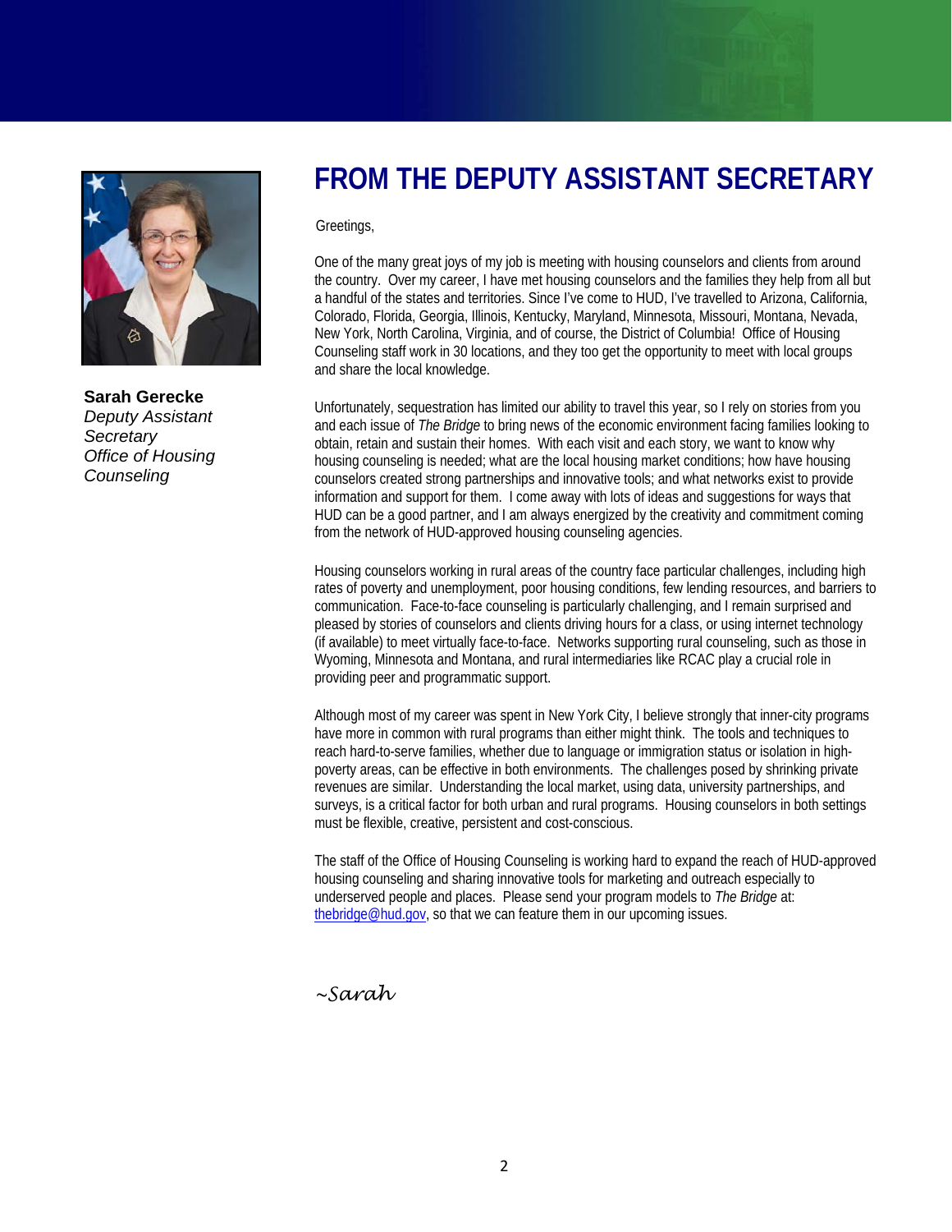# FROM THE DEPUTY ASSISTANT SECRETARY

**Sarah Gerecke**
*Deputy Assistant Secretary*
*Office of Housing Counseling*

Greetings,

One of the many great joys of my job is meeting with housing counselors and clients from around the country. Over my career, I have met housing counselors and the families they help from all but a handful of the states and territories. Since I've come to HUD, I've travelled to Arizona, California, Colorado, Florida, Georgia, Illinois, Kentucky, Maryland, Minnesota, Missouri, Montana, Nevada, New York, North Carolina, Virginia, and of course, the District of Columbia! Office of Housing Counseling staff work in 30 locations, and they too get the opportunity to meet with local groups and share the local knowledge.

Unfortunately, sequestration has limited our ability to travel this year, so I rely on stories from you and each issue of *The Bridge* to bring news of the economic environment facing families looking to obtain, retain and sustain their homes. With each visit and each story, we want to know why housing counseling is needed; what are the local housing market conditions; how have housing counselors created strong partnerships and innovative tools; and what networks exist to provide information and support for them. I come away with lots of ideas and suggestions for ways that HUD can be a good partner, and I am always energized by the creativity and commitment coming from the network of HUD-approved housing counseling agencies.

Housing counselors working in rural areas of the country face particular challenges, including high rates of poverty and unemployment, poor housing conditions, few lending resources, and barriers to communication. Face-to-face counseling is particularly challenging, and I remain surprised and pleased by stories of counselors and clients driving hours for a class, or using internet technology (if available) to meet virtually face-to-face. Networks supporting rural counseling, such as those in Wyoming, Minnesota and Montana, and rural intermediaries like RCAC play a crucial role in providing peer and programmatic support.

Although most of my career was spent in New York City, I believe strongly that inner-city programs have more in common with rural programs than either might think. The tools and techniques to reach hard-to-serve families, whether due to language or immigration status or isolation in high-poverty areas, can be effective in both environments. The challenges posed by shrinking private revenues are similar. Understanding the local market, using data, university partnerships, and surveys, is a critical factor for both urban and rural programs. Housing counselors in both settings must be flexible, creative, persistent and cost-conscious.

The staff of the Office of Housing Counseling is working hard to expand the reach of HUD-approved housing counseling and sharing innovative tools for marketing and outreach especially to underserved people and places. Please send your program models to *The Bridge* at: thebridge@hud.gov, so that we can feature them in our upcoming issues.

*~Sarah*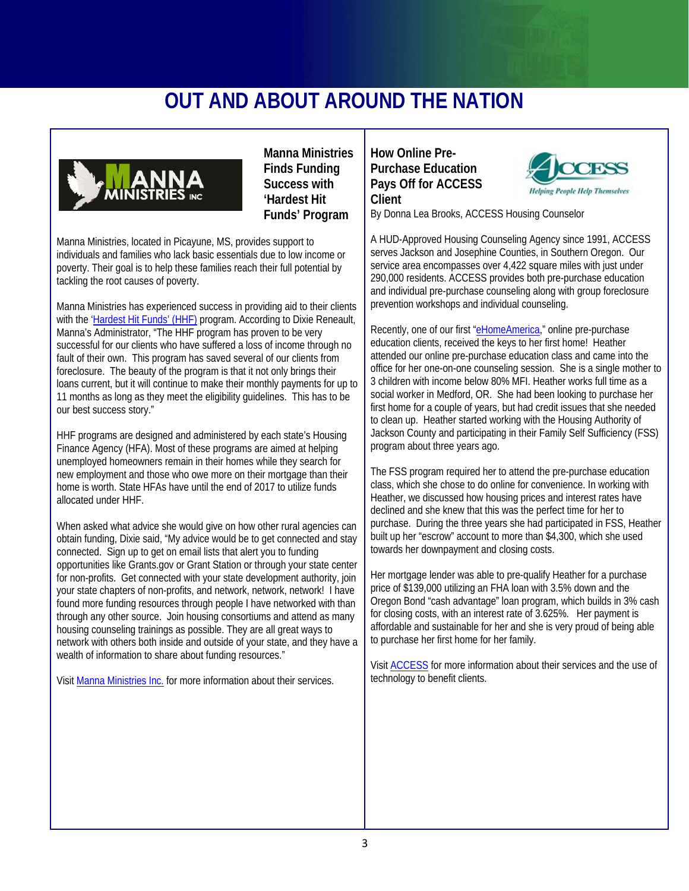# OUT AND ABOUT AROUND THE NATION

## Manna Ministries Finds Funding Success with 'Hardest Hit Funds' Program

Manna Ministries, located in Picayune, MS, provides support to individuals and families who lack basic essentials due to low income or poverty. Their goal is to help these families reach their full potential by tackling the root causes of poverty.

Manna Ministries has experienced success in providing aid to their clients with the 'Hardest Hit Funds' (HHF) program. According to Dixie Reneault, Manna's Administrator, "The HHF program has proven to be very successful for our clients who have suffered a loss of income through no fault of their own. This program has saved several of our clients from foreclosure. The beauty of the program is that it not only brings their loans current, but it will continue to make their monthly payments for up to 11 months as long as they meet the eligibility guidelines. This has to be our best success story."

HHF programs are designed and administered by each state's Housing Finance Agency (HFA). Most of these programs are aimed at helping unemployed homeowners remain in their homes while they search for new employment and those who owe more on their mortgage than their home is worth. State HFAs have until the end of 2017 to utilize funds allocated under HHF.

When asked what advice she would give on how other rural agencies can obtain funding, Dixie said, "My advice would be to get connected and stay connected. Sign up to get on email lists that alert you to funding opportunities like Grants.gov or Grant Station or through your state center for non-profits. Get connected with your state development authority, join your state chapters of non-profits, and network, network, network! I have found more funding resources through people I have networked with than through any other source. Join housing consortiums and attend as many housing counseling trainings as possible. They are all great ways to network with others both inside and outside of your state, and they have a wealth of information to share about funding resources."

Visit Manna Ministries Inc. for more information about their services.

## How Online Pre-Purchase Education Pays Off for ACCESS Client

By Donna Lea Brooks, ACCESS Housing Counselor

A HUD-Approved Housing Counseling Agency since 1991, ACCESS serves Jackson and Josephine Counties, in Southern Oregon. Our service area encompasses over 4,422 square miles with just under 290,000 residents. ACCESS provides both pre-purchase education and individual pre-purchase counseling along with group foreclosure prevention workshops and individual counseling.

Recently, one of our first "eHomeAmerica," online pre-purchase education clients, received the keys to her first home! Heather attended our online pre-purchase education class and came into the office for her one-on-one counseling session. She is a single mother to 3 children with income below 80% MFI. Heather works full time as a social worker in Medford, OR. She had been looking to purchase her first home for a couple of years, but had credit issues that she needed to clean up. Heather started working with the Housing Authority of Jackson County and participating in their Family Self Sufficiency (FSS) program about three years ago.

The FSS program required her to attend the pre-purchase education class, which she chose to do online for convenience. In working with Heather, we discussed how housing prices and interest rates have declined and she knew that this was the perfect time for her to purchase. During the three years she had participated in FSS, Heather built up her "escrow" account to more than $4,300, which she used towards her downpayment and closing costs.

Her mortgage lender was able to pre-qualify Heather for a purchase price of $139,000 utilizing an FHA loan with 3.5% down and the Oregon Bond "cash advantage" loan program, which builds in 3% cash for closing costs, with an interest rate of 3.625%. Her payment is affordable and sustainable for her and she is very proud of being able to purchase her first home for her family.

Visit ACCESS for more information about their services and the use of technology to benefit clients.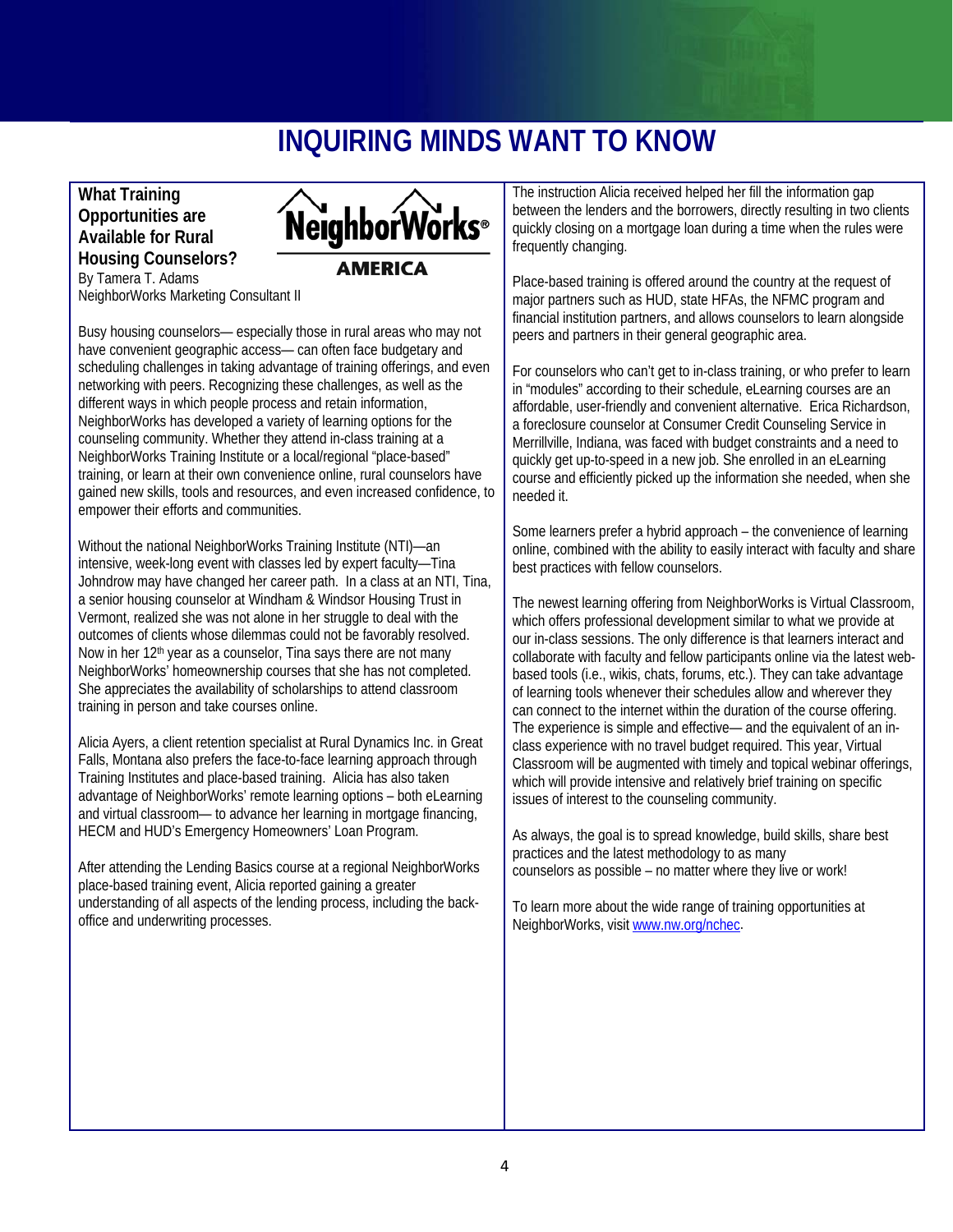# INQUIRING MINDS WANT TO KNOW

## What Training Opportunities are Available for Rural Housing Counselors?

By Tamera T. Adams
NeighborWorks Marketing Consultant II

Busy housing counselors— especially those in rural areas who may not have convenient geographic access— can often face budgetary and scheduling challenges in taking advantage of training offerings, and even networking with peers. Recognizing these challenges, as well as the different ways in which people process and retain information, NeighborWorks has developed a variety of learning options for the counseling community. Whether they attend in-class training at a NeighborWorks Training Institute or a local/regional "place-based" training, or learn at their own convenience online, rural counselors have gained new skills, tools and resources, and even increased confidence, to empower their efforts and communities.

Without the national NeighborWorks Training Institute (NTI)—an intensive, week-long event with classes led by expert faculty—Tina Johndrow may have changed her career path. In a class at an NTI, Tina, a senior housing counselor at Windham & Windsor Housing Trust in Vermont, realized she was not alone in her struggle to deal with the outcomes of clients whose dilemmas could not be favorably resolved. Now in her 12th year as a counselor, Tina says there are not many NeighborWorks' homeownership courses that she has not completed. She appreciates the availability of scholarships to attend classroom training in person and take courses online.

Alicia Ayers, a client retention specialist at Rural Dynamics Inc. in Great Falls, Montana also prefers the face-to-face learning approach through Training Institutes and place-based training. Alicia has also taken advantage of NeighborWorks' remote learning options – both eLearning and virtual classroom— to advance her learning in mortgage financing, HECM and HUD's Emergency Homeowners' Loan Program.

After attending the Lending Basics course at a regional NeighborWorks place-based training event, Alicia reported gaining a greater understanding of all aspects of the lending process, including the back-office and underwriting processes.

The instruction Alicia received helped her fill the information gap between the lenders and the borrowers, directly resulting in two clients quickly closing on a mortgage loan during a time when the rules were frequently changing.

Place-based training is offered around the country at the request of major partners such as HUD, state HFAs, the NFMC program and financial institution partners, and allows counselors to learn alongside peers and partners in their general geographic area.

For counselors who can't get to in-class training, or who prefer to learn in "modules" according to their schedule, eLearning courses are an affordable, user-friendly and convenient alternative. Erica Richardson, a foreclosure counselor at Consumer Credit Counseling Service in Merrillville, Indiana, was faced with budget constraints and a need to quickly get up-to-speed in a new job. She enrolled in an eLearning course and efficiently picked up the information she needed, when she needed it.

Some learners prefer a hybrid approach – the convenience of learning online, combined with the ability to easily interact with faculty and share best practices with fellow counselors.

The newest learning offering from NeighborWorks is Virtual Classroom, which offers professional development similar to what we provide at our in-class sessions. The only difference is that learners interact and collaborate with faculty and fellow participants online via the latest web-based tools (i.e., wikis, chats, forums, etc.). They can take advantage of learning tools whenever their schedules allow and wherever they can connect to the internet within the duration of the course offering. The experience is simple and effective— and the equivalent of an in-class experience with no travel budget required. This year, Virtual Classroom will be augmented with timely and topical webinar offerings, which will provide intensive and relatively brief training on specific issues of interest to the counseling community.

As always, the goal is to spread knowledge, build skills, share best practices and the latest methodology to as many counselors as possible – no matter where they live or work!

To learn more about the wide range of training opportunities at NeighborWorks, visit www.nw.org/nchec.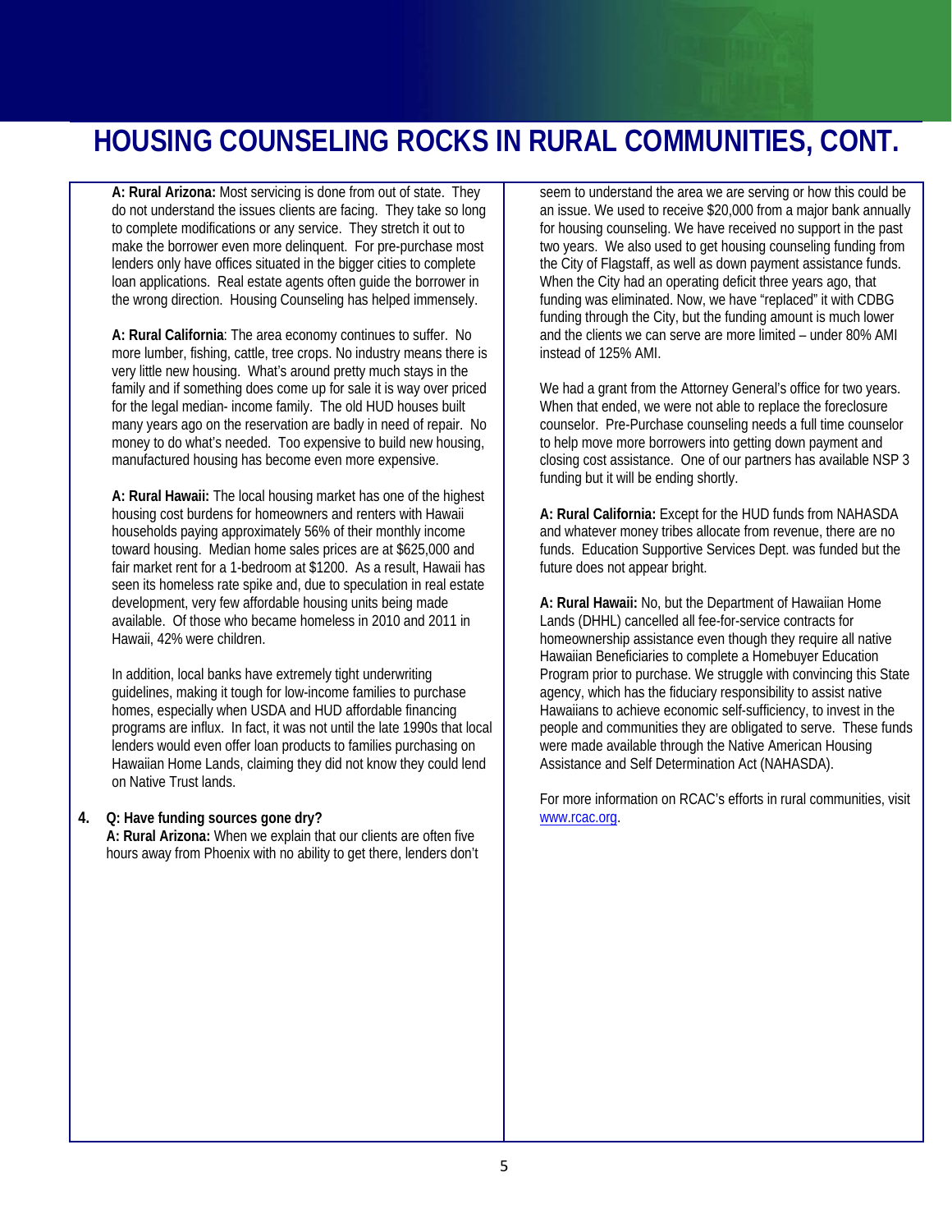# HOUSING COUNSELING ROCKS IN RURAL COMMUNITIES, CONT.

**A: Rural Arizona:** Most servicing is done from out of state. They do not understand the issues clients are facing. They take so long to complete modifications or any service. They stretch it out to make the borrower even more delinquent. For pre-purchase most lenders only have offices situated in the bigger cities to complete loan applications. Real estate agents often guide the borrower in the wrong direction. Housing Counseling has helped immensely.

**A: Rural California**: The area economy continues to suffer. No more lumber, fishing, cattle, tree crops. No industry means there is very little new housing. What's around pretty much stays in the family and if something does come up for sale it is way over priced for the legal median- income family. The old HUD houses built many years ago on the reservation are badly in need of repair. No money to do what's needed. Too expensive to build new housing, manufactured housing has become even more expensive.

**A: Rural Hawaii:** The local housing market has one of the highest housing cost burdens for homeowners and renters with Hawaii households paying approximately 56% of their monthly income toward housing. Median home sales prices are at $625,000 and fair market rent for a 1-bedroom at $1200. As a result, Hawaii has seen its homeless rate spike and, due to speculation in real estate development, very few affordable housing units being made available. Of those who became homeless in 2010 and 2011 in Hawaii, 42% were children.

In addition, local banks have extremely tight underwriting guidelines, making it tough for low-income families to purchase homes, especially when USDA and HUD affordable financing programs are influx. In fact, it was not until the late 1990s that local lenders would even offer loan products to families purchasing on Hawaiian Home Lands, claiming they did not know they could lend on Native Trust lands.

4. **Q: Have funding sources gone dry?**

**A: Rural Arizona:** When we explain that our clients are often five hours away from Phoenix with no ability to get there, lenders don't seem to understand the area we are serving or how this could be an issue. We used to receive $20,000 from a major bank annually for housing counseling. We have received no support in the past two years. We also used to get housing counseling funding from the City of Flagstaff, as well as down payment assistance funds. When the City had an operating deficit three years ago, that funding was eliminated. Now, we have "replaced" it with CDBG funding through the City, but the funding amount is much lower and the clients we can serve are more limited – under 80% AMI instead of 125% AMI.

We had a grant from the Attorney General's office for two years. When that ended, we were not able to replace the foreclosure counselor. Pre-Purchase counseling needs a full time counselor to help move more borrowers into getting down payment and closing cost assistance. One of our partners has available NSP 3 funding but it will be ending shortly.

**A: Rural California:** Except for the HUD funds from NAHASDA and whatever money tribes allocate from revenue, there are no funds. Education Supportive Services Dept. was funded but the future does not appear bright.

**A: Rural Hawaii:** No, but the Department of Hawaiian Home Lands (DHHL) cancelled all fee-for-service contracts for homeownership assistance even though they require all native Hawaiian Beneficiaries to complete a Homebuyer Education Program prior to purchase. We struggle with convincing this State agency, which has the fiduciary responsibility to assist native Hawaiians to achieve economic self-sufficiency, to invest in the people and communities they are obligated to serve. These funds were made available through the Native American Housing Assistance and Self Determination Act (NAHASDA).

For more information on RCAC's efforts in rural communities, visit www.rcac.org.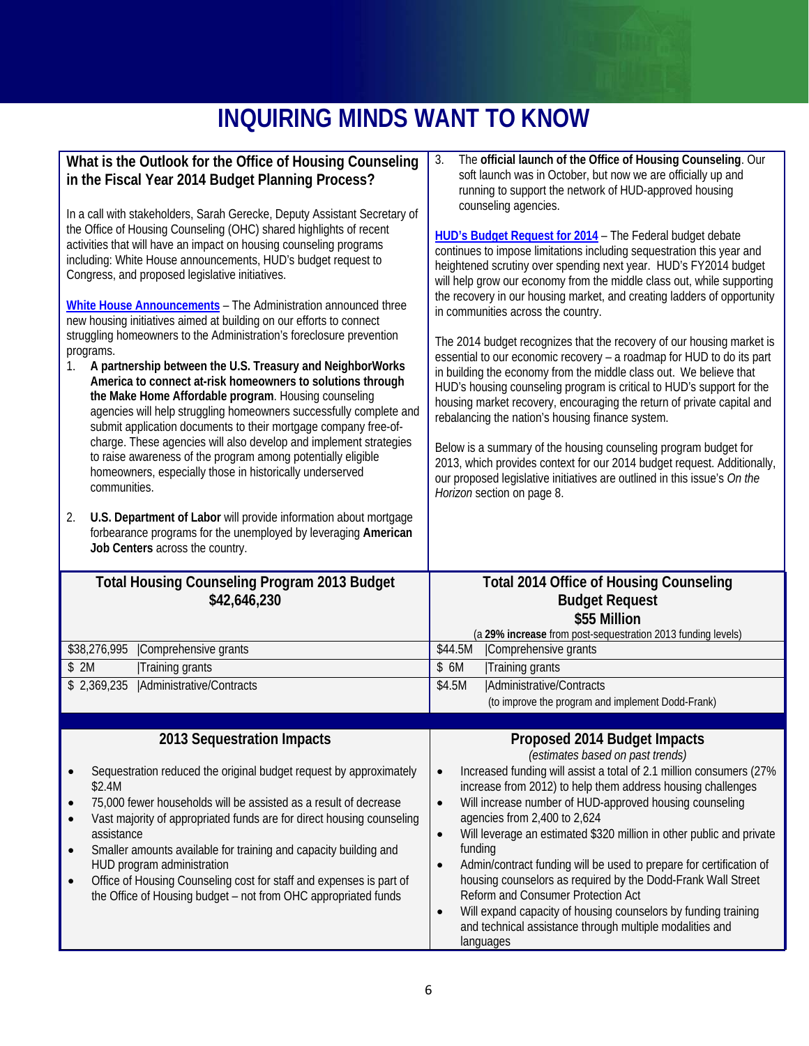# INQUIRING MINDS WANT TO KNOW

## What is the Outlook for the Office of Housing Counseling in the Fiscal Year 2014 Budget Planning Process?

In a call with stakeholders, Sarah Gerecke, Deputy Assistant Secretary of the Office of Housing Counseling (OHC) shared highlights of recent activities that will have an impact on housing counseling programs including: White House announcements, HUD's budget request to Congress, and proposed legislative initiatives.

**White House Announcements** – The Administration announced three new housing initiatives aimed at building on our efforts to connect struggling homeowners to the Administration's foreclosure prevention programs.

1. **A partnership between the U.S. Treasury and NeighborWorks America to connect at-risk homeowners to solutions through the Make Home Affordable program**. Housing counseling agencies will help struggling homeowners successfully complete and submit application documents to their mortgage company free-of-charge. These agencies will also develop and implement strategies to raise awareness of the program among potentially eligible homeowners, especially those in historically underserved communities.
2. **U.S. Department of Labor** will provide information about mortgage forbearance programs for the unemployed by leveraging **American Job Centers** across the country.
3. The **official launch of the Office of Housing Counseling**. Our soft launch was in October, but now we are officially up and running to support the network of HUD-approved housing counseling agencies.

**HUD's Budget Request for 2014** – The Federal budget debate continues to impose limitations including sequestration this year and heightened scrutiny over spending next year. HUD's FY2014 budget will help grow our economy from the middle class out, while supporting the recovery in our housing market, and creating ladders of opportunity in communities across the country.

The 2014 budget recognizes that the recovery of our housing market is essential to our economic recovery – a roadmap for HUD to do its part in building the economy from the middle class out. We believe that HUD's housing counseling program is critical to HUD's support for the housing market recovery, encouraging the return of private capital and rebalancing the nation's housing finance system.

Below is a summary of the housing counseling program budget for 2013, which provides context for our 2014 budget request. Additionally, our proposed legislative initiatives are outlined in this issue's *On the Horizon* section on page 8.

| Total Housing Counseling Program 2013 Budget $42,646,230 | | Total 2014 Office of Housing Counseling Budget Request $55 Million (a **29% increase** from post-sequestration 2013 funding levels) | |
|---|---|---|---|
| $38,276,995 | Comprehensive grants | $44.5M | Comprehensive grants |
| $ 2M | Training grants | $ 6M | Training grants |
| $ 2,369,235 | Administrative/Contracts | $4.5M | Administrative/Contracts (to improve the program and implement Dodd-Frank) |

### 2013 Sequestration Impacts

- Sequestration reduced the original budget request by approximately $2.4M
- 75,000 fewer households will be assisted as a result of decrease
- Vast majority of appropriated funds are for direct housing counseling assistance
- Smaller amounts available for training and capacity building and HUD program administration
- Office of Housing Counseling cost for staff and expenses is part of the Office of Housing budget – not from OHC appropriated funds

### Proposed 2014 Budget Impacts

*(estimates based on past trends)*

- Increased funding will assist a total of 2.1 million consumers (27% increase from 2012) to help them address housing challenges
- Will increase number of HUD-approved housing counseling agencies from 2,400 to 2,624
- Will leverage an estimated $320 million in other public and private funding
- Admin/contract funding will be used to prepare for certification of housing counselors as required by the Dodd-Frank Wall Street Reform and Consumer Protection Act
- Will expand capacity of housing counselors by funding training and technical assistance through multiple modalities and languages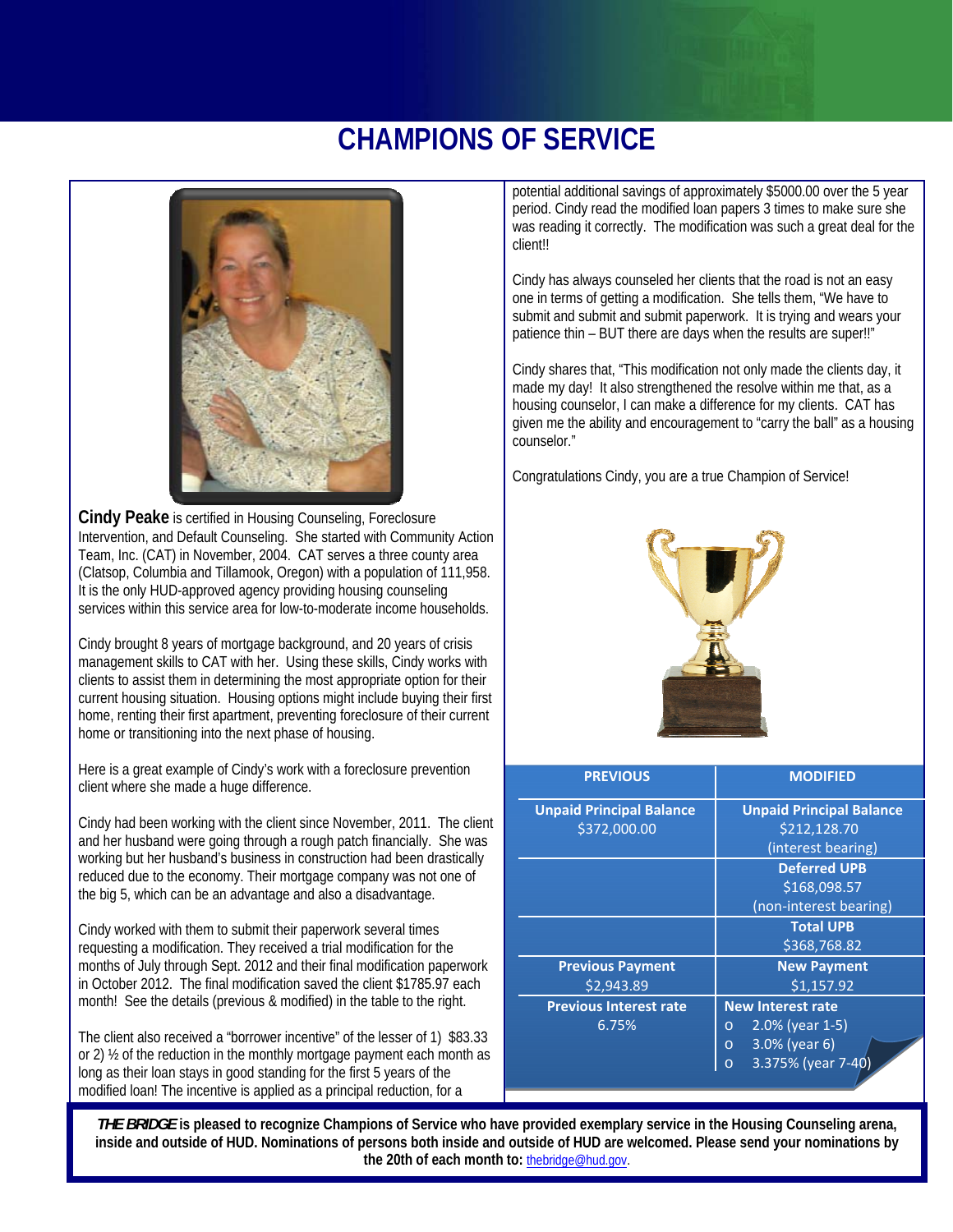# CHAMPIONS OF SERVICE

**Cindy Peake** is certified in Housing Counseling, Foreclosure Intervention, and Default Counseling. She started with Community Action Team, Inc. (CAT) in November, 2004. CAT serves a three county area (Clatsop, Columbia and Tillamook, Oregon) with a population of 111,958. It is the only HUD-approved agency providing housing counseling services within this service area for low-to-moderate income households.

Cindy brought 8 years of mortgage background, and 20 years of crisis management skills to CAT with her. Using these skills, Cindy works with clients to assist them in determining the most appropriate option for their current housing situation. Housing options might include buying their first home, renting their first apartment, preventing foreclosure of their current home or transitioning into the next phase of housing.

Here is a great example of Cindy's work with a foreclosure prevention client where she made a huge difference.

Cindy had been working with the client since November, 2011. The client and her husband were going through a rough patch financially. She was working but her husband's business in construction had been drastically reduced due to the economy. Their mortgage company was not one of the big 5, which can be an advantage and also a disadvantage.

Cindy worked with them to submit their paperwork several times requesting a modification. They received a trial modification for the months of July through Sept. 2012 and their final modification paperwork in October 2012. The final modification saved the client $1785.97 each month! See the details (previous & modified) in the table to the right.

The client also received a "borrower incentive" of the lesser of 1) $83.33 or 2) ½ of the reduction in the monthly mortgage payment each month as long as their loan stays in good standing for the first 5 years of the modified loan! The incentive is applied as a principal reduction, for a potential additional savings of approximately $5000.00 over the 5 year period. Cindy read the modified loan papers 3 times to make sure she was reading it correctly. The modification was such a great deal for the client!!

Cindy has always counseled her clients that the road is not an easy one in terms of getting a modification. She tells them, "We have to submit and submit and submit paperwork. It is trying and wears your patience thin – BUT there are days when the results are super!!"

Cindy shares that, "This modification not only made the clients day, it made my day! It also strengthened the resolve within me that, as a housing counselor, I can make a difference for my clients. CAT has given me the ability and encouragement to "carry the ball" as a housing counselor."

Congratulations Cindy, you are a true Champion of Service!

| PREVIOUS | MODIFIED |
|---|---|
| **Unpaid Principal Balance** $372,000.00 | **Unpaid Principal Balance** $212,128.70 (interest bearing) |
| | **Deferred UPB** $168,098.57 (non-interest bearing) |
| | **Total UPB** $368,768.82 |
| **Previous Payment** $2,943.89 | **New Payment** $1,157.92 |
| **Previous Interest rate** 6.75% | **New Interest rate** 2.0% (year 1-5); 3.0% (year 6); 3.375% (year 7-40) |

***THE BRIDGE* is pleased to recognize Champions of Service who have provided exemplary service in the Housing Counseling arena, inside and outside of HUD. Nominations of persons both inside and outside of HUD are welcomed. Please send your nominations by the 20th of each month to:** thebridge@hud.gov.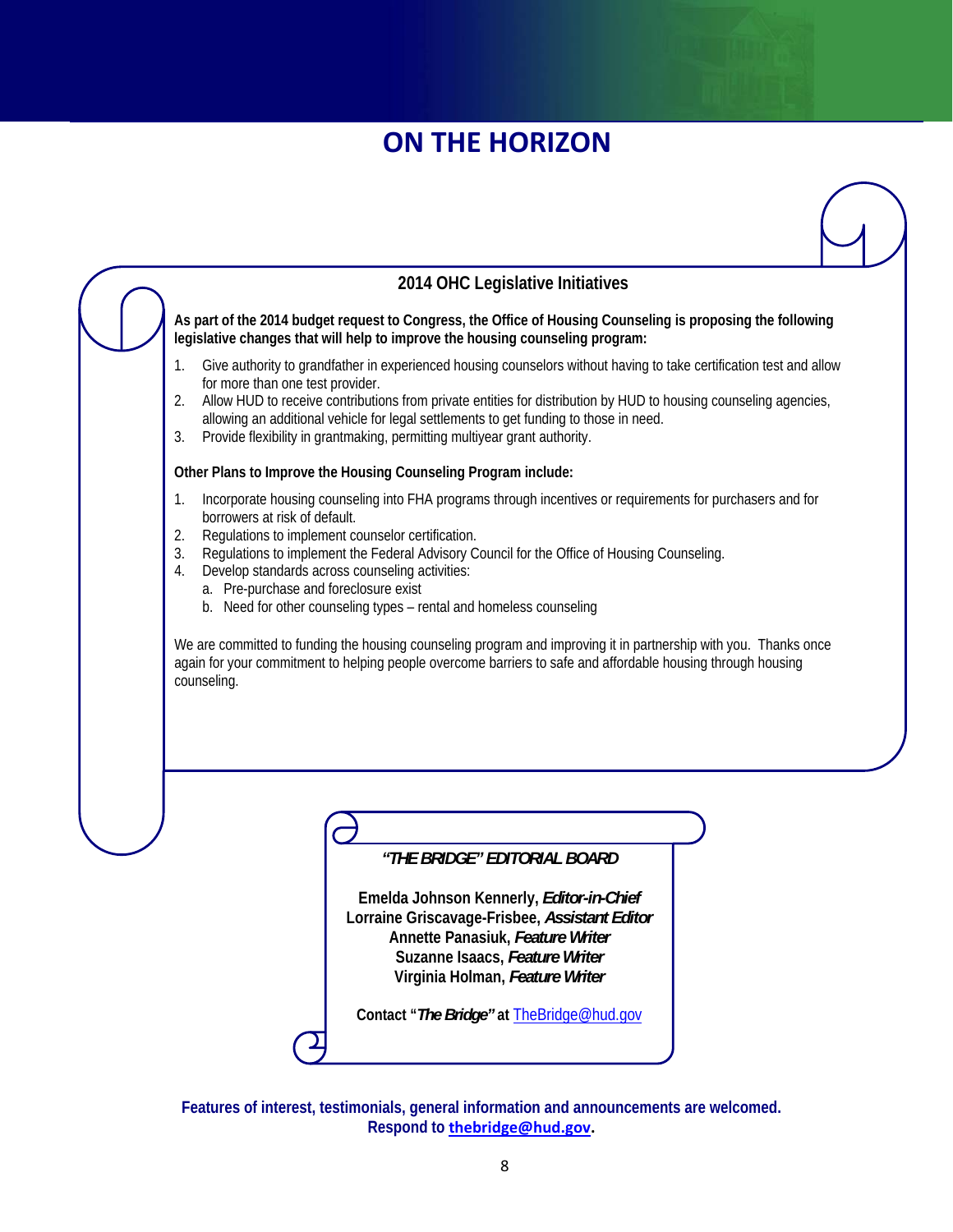# ON THE HORIZON

## 2014 OHC Legislative Initiatives

**As part of the 2014 budget request to Congress, the Office of Housing Counseling is proposing the following legislative changes that will help to improve the housing counseling program:**

1. Give authority to grandfather in experienced housing counselors without having to take certification test and allow for more than one test provider.
2. Allow HUD to receive contributions from private entities for distribution by HUD to housing counseling agencies, allowing an additional vehicle for legal settlements to get funding to those in need.
3. Provide flexibility in grantmaking, permitting multiyear grant authority.

**Other Plans to Improve the Housing Counseling Program include:**

1. Incorporate housing counseling into FHA programs through incentives or requirements for purchasers and for borrowers at risk of default.
2. Regulations to implement counselor certification.
3. Regulations to implement the Federal Advisory Council for the Office of Housing Counseling.
4. Develop standards across counseling activities:
   a. Pre-purchase and foreclosure exist
   b. Need for other counseling types – rental and homeless counseling

We are committed to funding the housing counseling program and improving it in partnership with you. Thanks once again for your commitment to helping people overcome barriers to safe and affordable housing through housing counseling.

### *"THE BRIDGE" EDITORIAL BOARD*

**Emelda Johnson Kennerly, *Editor-in-Chief***
**Lorraine Griscavage-Frisbee, *Assistant Editor***
**Annette Panasiuk, *Feature Writer***
**Suzanne Isaacs, *Feature Writer***
**Virginia Holman, *Feature Writer***

**Contact "*The Bridge*" at** TheBridge@hud.gov

**Features of interest, testimonials, general information and announcements are welcomed. Respond to thebridge@hud.gov.**